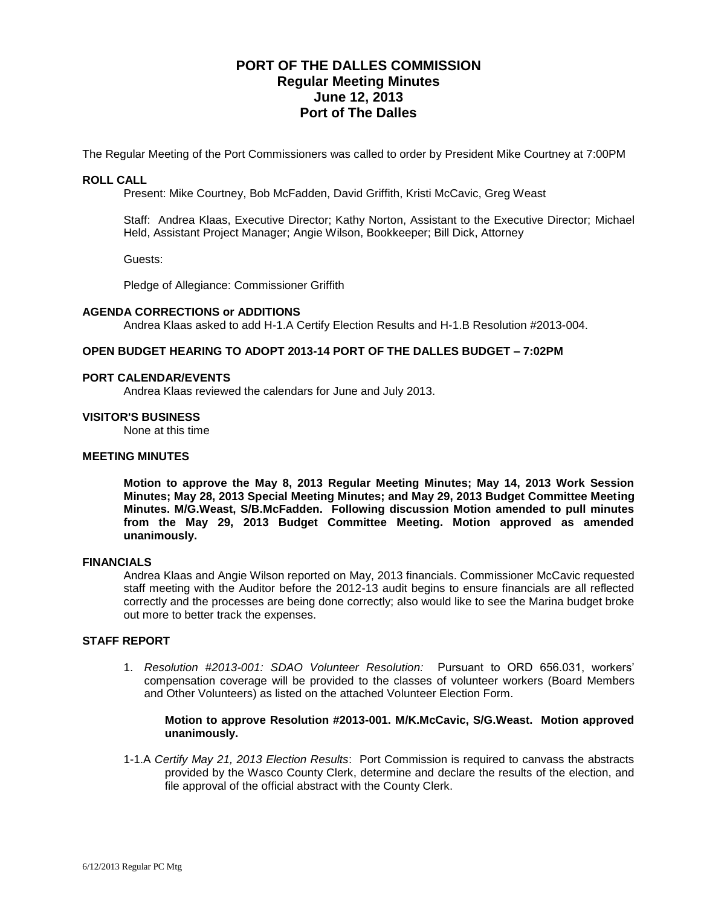# PORT OF THE DALLES COMMISSION
## Regular Meeting Minutes
## June 12, 2013
## Port of The Dalles

The Regular Meeting of the Port Commissioners was called to order by President Mike Courtney at 7:00PM

### ROLL CALL

Present: Mike Courtney, Bob McFadden, David Griffith, Kristi McCavic, Greg Weast

Staff: Andrea Klaas, Executive Director; Kathy Norton, Assistant to the Executive Director; Michael Held, Assistant Project Manager; Angie Wilson, Bookkeeper; Bill Dick, Attorney

Guests:

Pledge of Allegiance: Commissioner Griffith

### AGENDA CORRECTIONS or ADDITIONS

Andrea Klaas asked to add H-1.A Certify Election Results and H-1.B Resolution #2013-004.

### OPEN BUDGET HEARING TO ADOPT 2013-14 PORT OF THE DALLES BUDGET – 7:02PM

### PORT CALENDAR/EVENTS

Andrea Klaas reviewed the calendars for June and July 2013.

### VISITOR'S BUSINESS

None at this time

### MEETING MINUTES

**Motion to approve the May 8, 2013 Regular Meeting Minutes; May 14, 2013 Work Session Minutes; May 28, 2013 Special Meeting Minutes; and May 29, 2013 Budget Committee Meeting Minutes. M/G.Weast, S/B.McFadden. Following discussion Motion amended to pull minutes from the May 29, 2013 Budget Committee Meeting. Motion approved as amended unanimously.**

### FINANCIALS

Andrea Klaas and Angie Wilson reported on May, 2013 financials. Commissioner McCavic requested staff meeting with the Auditor before the 2012-13 audit begins to ensure financials are all reflected correctly and the processes are being done correctly; also would like to see the Marina budget broke out more to better track the expenses.

### STAFF REPORT

1. *Resolution #2013-001: SDAO Volunteer Resolution:* Pursuant to ORD 656.031, workers' compensation coverage will be provided to the classes of volunteer workers (Board Members and Other Volunteers) as listed on the attached Volunteer Election Form.

   **Motion to approve Resolution #2013-001. M/K.McCavic, S/G.Weast. Motion approved unanimously.**

1-1.A *Certify May 21, 2013 Election Results*: Port Commission is required to canvass the abstracts provided by the Wasco County Clerk, determine and declare the results of the election, and file approval of the official abstract with the County Clerk.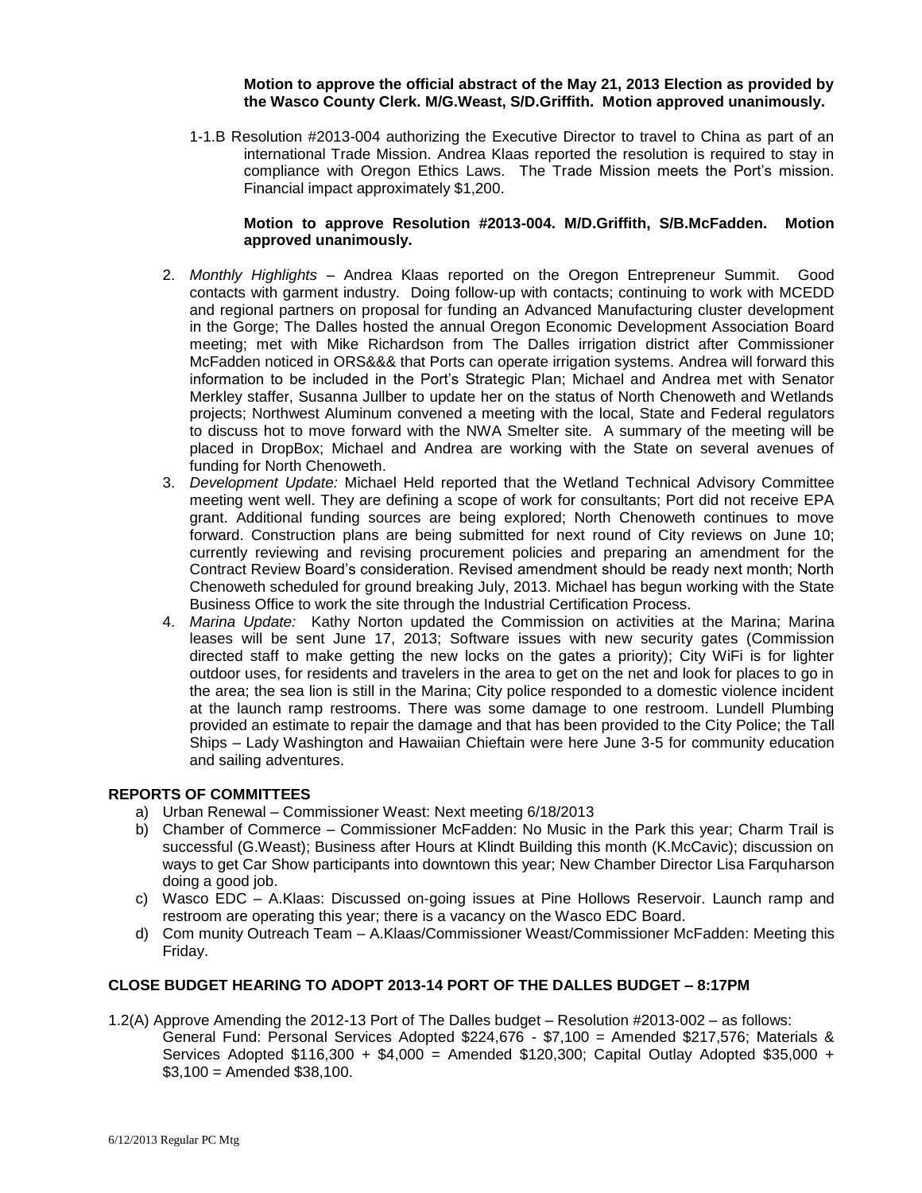**Motion to approve the official abstract of the May 21, 2013 Election as provided by the Wasco County Clerk. M/G.Weast, S/D.Griffith. Motion approved unanimously.**

1-1.B Resolution #2013-004 authorizing the Executive Director to travel to China as part of an international Trade Mission. Andrea Klaas reported the resolution is required to stay in compliance with Oregon Ethics Laws. The Trade Mission meets the Port's mission. Financial impact approximately $1,200.

**Motion to approve Resolution #2013-004. M/D.Griffith, S/B.McFadden. Motion approved unanimously.**

2. *Monthly Highlights* – Andrea Klaas reported on the Oregon Entrepreneur Summit. Good contacts with garment industry. Doing follow-up with contacts; continuing to work with MCEDD and regional partners on proposal for funding an Advanced Manufacturing cluster development in the Gorge; The Dalles hosted the annual Oregon Economic Development Association Board meeting; met with Mike Richardson from The Dalles irrigation district after Commissioner McFadden noticed in ORS&&& that Ports can operate irrigation systems. Andrea will forward this information to be included in the Port's Strategic Plan; Michael and Andrea met with Senator Merkley staffer, Susanna Jullber to update her on the status of North Chenoweth and Wetlands projects; Northwest Aluminum convened a meeting with the local, State and Federal regulators to discuss hot to move forward with the NWA Smelter site. A summary of the meeting will be placed in DropBox; Michael and Andrea are working with the State on several avenues of funding for North Chenoweth.
3. *Development Update:* Michael Held reported that the Wetland Technical Advisory Committee meeting went well. They are defining a scope of work for consultants; Port did not receive EPA grant. Additional funding sources are being explored; North Chenoweth continues to move forward. Construction plans are being submitted for next round of City reviews on June 10; currently reviewing and revising procurement policies and preparing an amendment for the Contract Review Board's consideration. Revised amendment should be ready next month; North Chenoweth scheduled for ground breaking July, 2013. Michael has begun working with the State Business Office to work the site through the Industrial Certification Process.
4. *Marina Update:* Kathy Norton updated the Commission on activities at the Marina; Marina leases will be sent June 17, 2013; Software issues with new security gates (Commission directed staff to make getting the new locks on the gates a priority); City WiFi is for lighter outdoor uses, for residents and travelers in the area to get on the net and look for places to go in the area; the sea lion is still in the Marina; City police responded to a domestic violence incident at the launch ramp restrooms. There was some damage to one restroom. Lundell Plumbing provided an estimate to repair the damage and that has been provided to the City Police; the Tall Ships – Lady Washington and Hawaiian Chieftain were here June 3-5 for community education and sailing adventures.

## REPORTS OF COMMITTEES

a) Urban Renewal – Commissioner Weast: Next meeting 6/18/2013
b) Chamber of Commerce – Commissioner McFadden: No Music in the Park this year; Charm Trail is successful (G.Weast); Business after Hours at Klindt Building this month (K.McCavic); discussion on ways to get Car Show participants into downtown this year; New Chamber Director Lisa Farquharson doing a good job.
c) Wasco EDC – A.Klaas: Discussed on-going issues at Pine Hollows Reservoir. Launch ramp and restroom are operating this year; there is a vacancy on the Wasco EDC Board.
d) Com munity Outreach Team – A.Klaas/Commissioner Weast/Commissioner McFadden: Meeting this Friday.

## CLOSE BUDGET HEARING TO ADOPT 2013-14 PORT OF THE DALLES BUDGET – 8:17PM

1.2(A) Approve Amending the 2012-13 Port of The Dalles budget – Resolution #2013-002 – as follows: General Fund: Personal Services Adopted $224,676 - $7,100 = Amended $217,576; Materials & Services Adopted $116,300 + $4,000 = Amended $120,300; Capital Outlay Adopted $35,000 + $3,100 = Amended $38,100.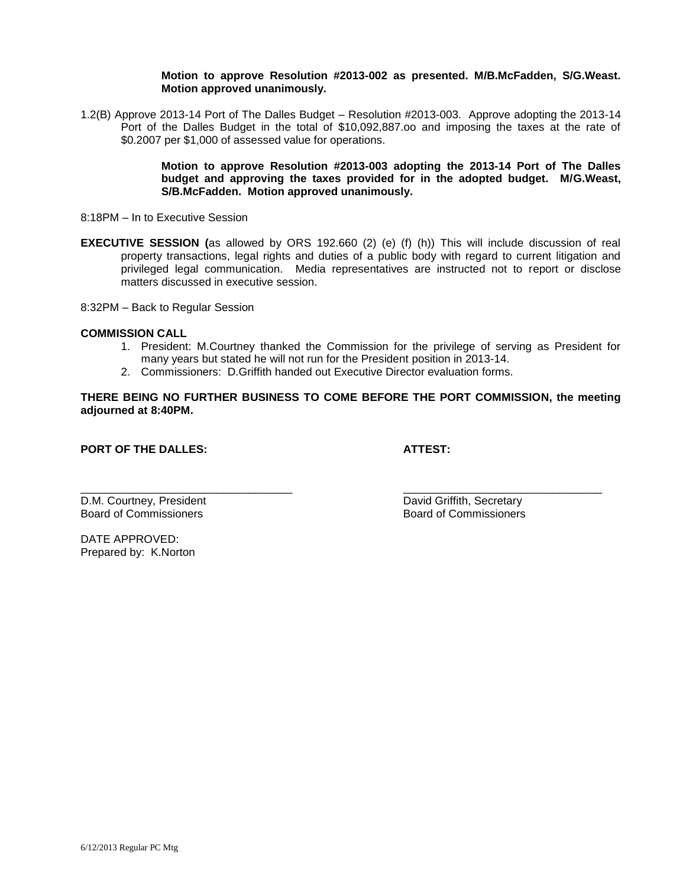**Motion to approve Resolution #2013-002 as presented. M/B.McFadden, S/G.Weast. Motion approved unanimously.**

1.2(B) Approve 2013-14 Port of The Dalles Budget – Resolution #2013-003. Approve adopting the 2013-14 Port of the Dalles Budget in the total of $10,092,887.oo and imposing the taxes at the rate of $0.2007 per $1,000 of assessed value for operations.

**Motion to approve Resolution #2013-003 adopting the 2013-14 Port of The Dalles budget and approving the taxes provided for in the adopted budget. M/G.Weast, S/B.McFadden. Motion approved unanimously.**

8:18PM – In to Executive Session

**EXECUTIVE SESSION (**as allowed by ORS 192.660 (2) (e) (f) (h)) This will include discussion of real property transactions, legal rights and duties of a public body with regard to current litigation and privileged legal communication. Media representatives are instructed not to report or disclose matters discussed in executive session.

8:32PM – Back to Regular Session

**COMMISSION CALL**

1. President: M.Courtney thanked the Commission for the privilege of serving as President for many years but stated he will not run for the President position in 2013-14.
2. Commissioners: D.Griffith handed out Executive Director evaluation forms.

**THERE BEING NO FURTHER BUSINESS TO COME BEFORE THE PORT COMMISSION, the meeting adjourned at 8:40PM.**

**PORT OF THE DALLES:**

\_\_\_\_\_\_\_\_\_\_\_\_\_\_\_\_\_\_\_\_\_\_\_\_\_\_\_\_\_\_\_\_\_\_\_
D.M. Courtney, President
Board of Commissioners

**ATTEST:**

\_\_\_\_\_\_\_\_\_\_\_\_\_\_\_\_\_\_\_\_\_\_\_\_\_\_\_\_\_\_\_\_\_\_\_
David Griffith, Secretary
Board of Commissioners

DATE APPROVED:
Prepared by: K.Norton